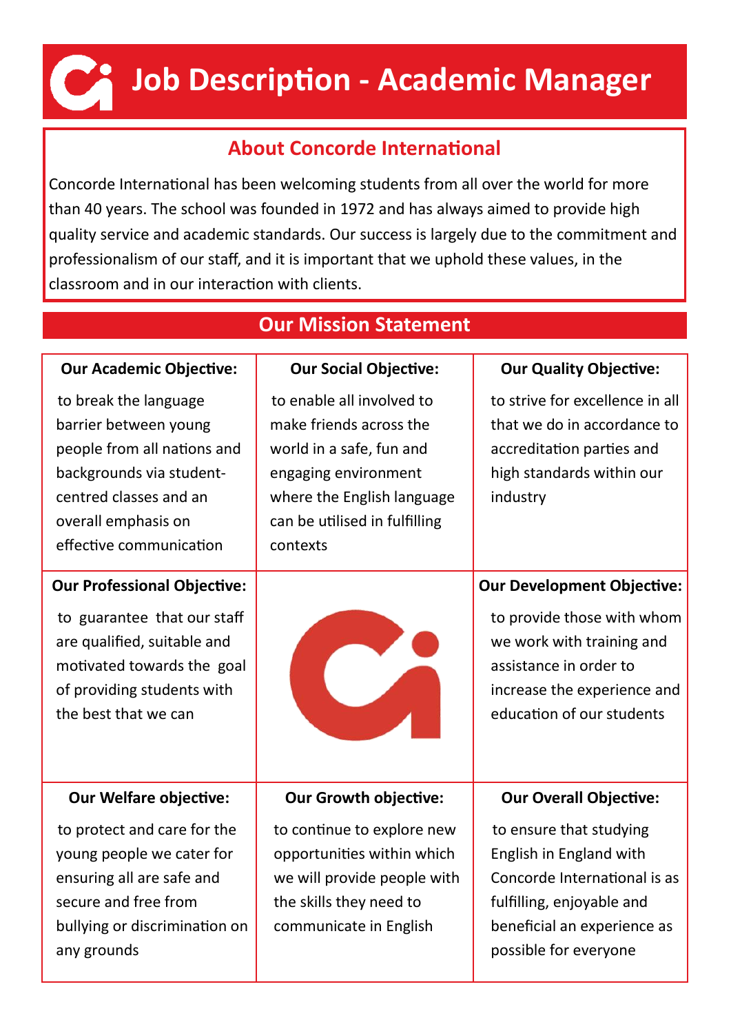# Job Description - Academic Manager

## About Concorde International

Concorde International has been welcoming students from all over the world for more than 40 years. The school was founded in 1972 and has always aimed to provide high quality service and academic standards. Our success is largely due to the commitment and professionalism of our staff, and it is important that we uphold these values, in the classroom and in our interaction with clients.

## Our Mission Statement

| Our Academic Objective: | Our Social Objective: | Our Quality Objective: |
| --- | --- | --- |
| to break the language barrier between young people from all nations and backgrounds via student-centred classes and an overall emphasis on effective communication | to enable all involved to make friends across the world in a safe, fun and engaging environment where the English language can be utilised in fulfilling contexts | to strive for excellence in all that we do in accordance to accreditation parties and high standards within our industry |
| **Our Professional Objective:** |  | **Our Development Objective:** |
| to guarantee that our staff are qualified, suitable and motivated towards the goal of providing students with the best that we can |  | to provide those with whom we work with training and assistance in order to increase the experience and education of our students |
| **Our Welfare objective:** | **Our Growth objective:** | **Our Overall Objective:** |
| to protect and care for the young people we cater for ensuring all are safe and secure and free from bullying or discrimination on any grounds | to continue to explore new opportunities within which we will provide people with the skills they need to communicate in English | to ensure that studying English in England with Concorde International is as fulfilling, enjoyable and beneficial an experience as possible for everyone |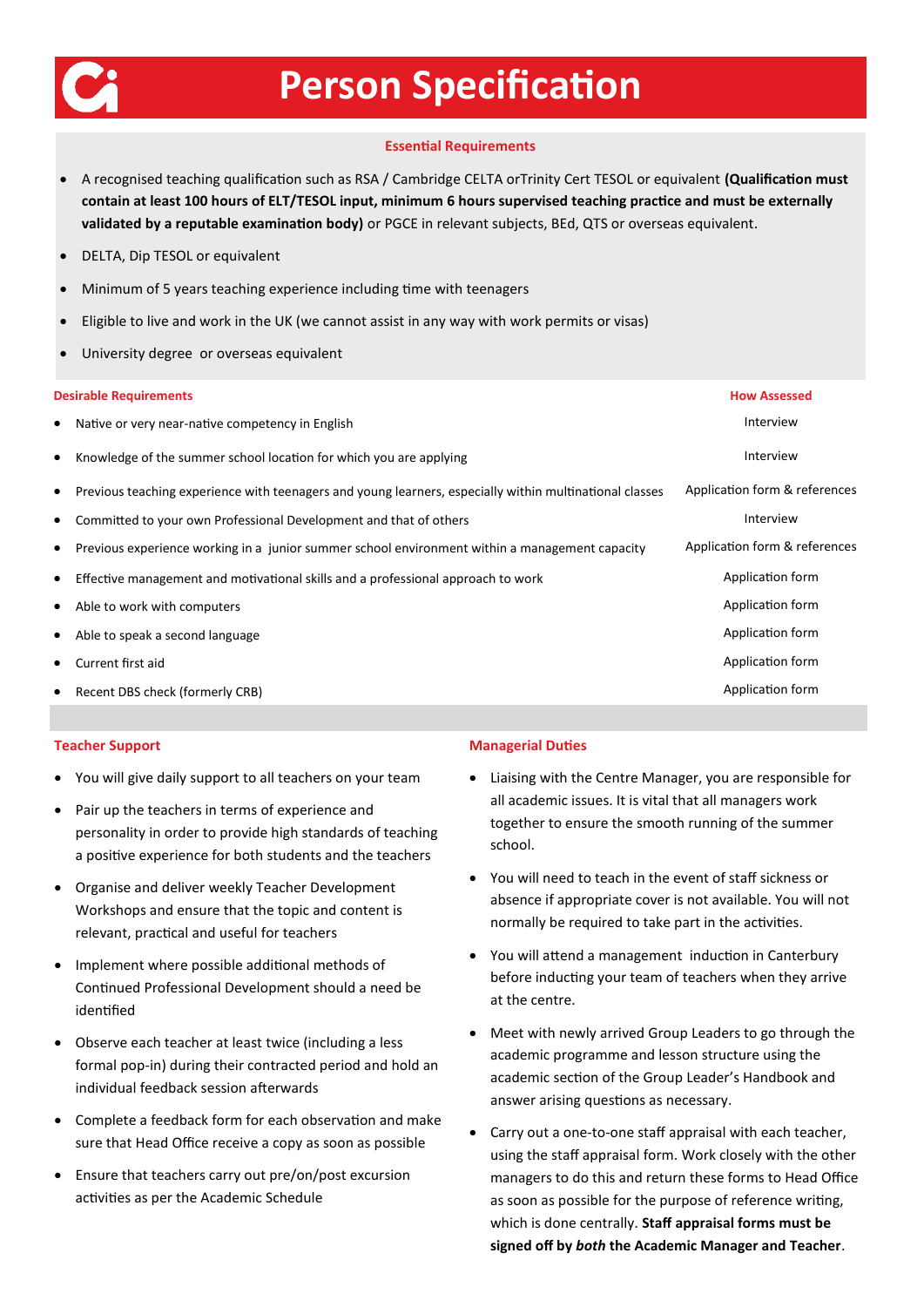# Person Specification

**Essential Requirements**

- A recognised teaching qualification such as RSA / Cambridge CELTA orTrinity Cert TESOL or equivalent **(Qualification must contain at least 100 hours of ELT/TESOL input, minimum 6 hours supervised teaching practice and must be externally validated by a reputable examination body)** or PGCE in relevant subjects, BEd, QTS or overseas equivalent.
- DELTA, Dip TESOL or equivalent
- Minimum of 5 years teaching experience including time with teenagers
- Eligible to live and work in the UK (we cannot assist in any way with work permits or visas)
- University degree or overseas equivalent

| Desirable Requirements | How Assessed |
|---|---|
| Native or very near-native competency in English | Interview |
| Knowledge of the summer school location for which you are applying | Interview |
| Previous teaching experience with teenagers and young learners, especially within multinational classes | Application form & references |
| Committed to your own Professional Development and that of others | Interview |
| Previous experience working in a junior summer school environment within a management capacity | Application form & references |
| Effective management and motivational skills and a professional approach to work | Application form |
| Able to work with computers | Application form |
| Able to speak a second language | Application form |
| Current first aid | Application form |
| Recent DBS check (formerly CRB) | Application form |

**Teacher Support**

- You will give daily support to all teachers on your team
- Pair up the teachers in terms of experience and personality in order to provide high standards of teaching a positive experience for both students and the teachers
- Organise and deliver weekly Teacher Development Workshops and ensure that the topic and content is relevant, practical and useful for teachers
- Implement where possible additional methods of Continued Professional Development should a need be identified
- Observe each teacher at least twice (including a less formal pop-in) during their contracted period and hold an individual feedback session afterwards
- Complete a feedback form for each observation and make sure that Head Office receive a copy as soon as possible
- Ensure that teachers carry out pre/on/post excursion activities as per the Academic Schedule

**Managerial Duties**

- Liaising with the Centre Manager, you are responsible for all academic issues. It is vital that all managers work together to ensure the smooth running of the summer school.
- You will need to teach in the event of staff sickness or absence if appropriate cover is not available. You will not normally be required to take part in the activities.
- You will attend a management induction in Canterbury before inducting your team of teachers when they arrive at the centre.
- Meet with newly arrived Group Leaders to go through the academic programme and lesson structure using the academic section of the Group Leader's Handbook and answer arising questions as necessary.
- Carry out a one-to-one staff appraisal with each teacher, using the staff appraisal form. Work closely with the other managers to do this and return these forms to Head Office as soon as possible for the purpose of reference writing, which is done centrally. **Staff appraisal forms must be signed off by *both* the Academic Manager and Teacher**.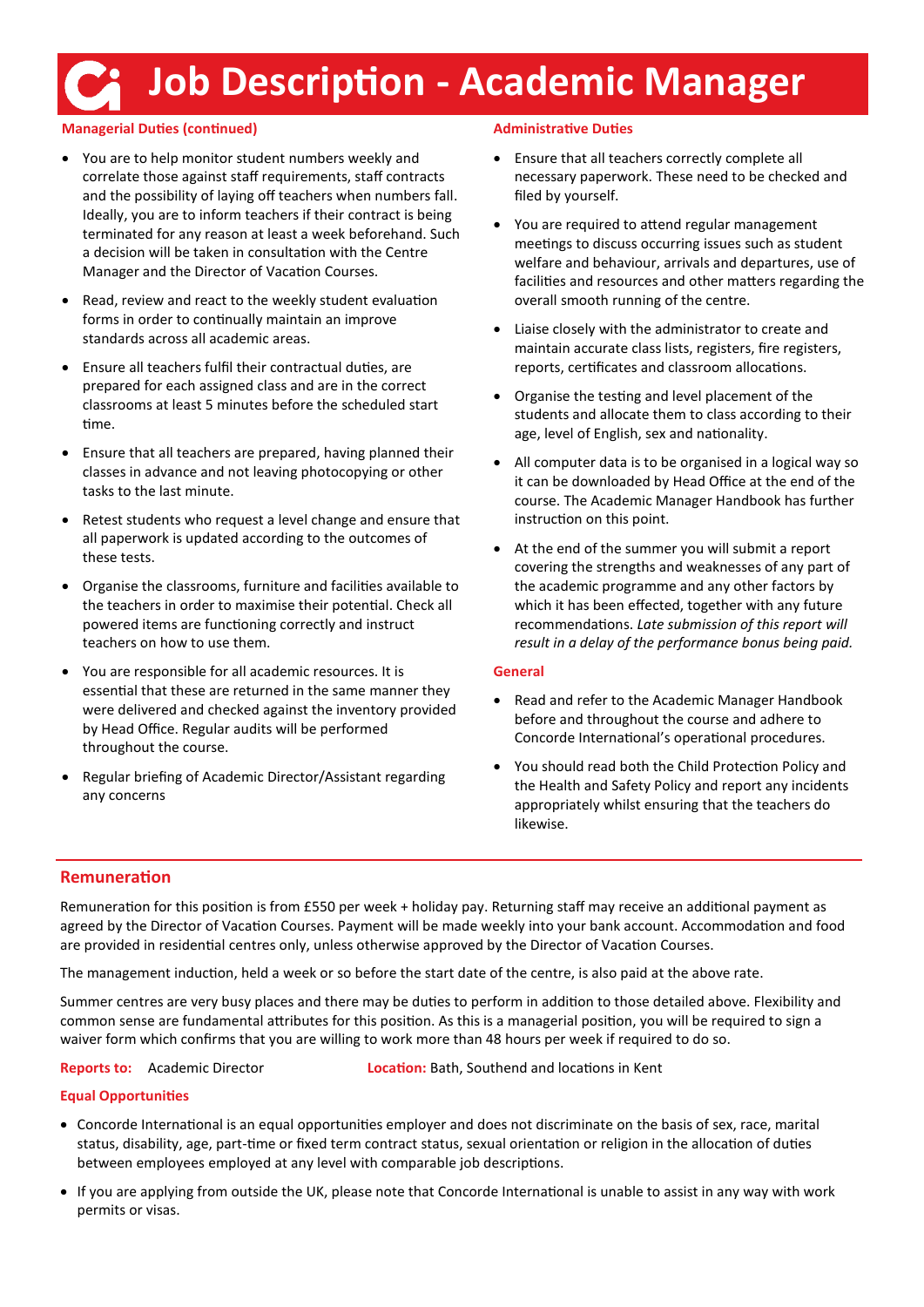# Job Description - Academic Manager

### Managerial Duties (continued)

- You are to help monitor student numbers weekly and correlate those against staff requirements, staff contracts and the possibility of laying off teachers when numbers fall. Ideally, you are to inform teachers if their contract is being terminated for any reason at least a week beforehand. Such a decision will be taken in consultation with the Centre Manager and the Director of Vacation Courses.
- Read, review and react to the weekly student evaluation forms in order to continually maintain an improve standards across all academic areas.
- Ensure all teachers fulfil their contractual duties, are prepared for each assigned class and are in the correct classrooms at least 5 minutes before the scheduled start time.
- Ensure that all teachers are prepared, having planned their classes in advance and not leaving photocopying or other tasks to the last minute.
- Retest students who request a level change and ensure that all paperwork is updated according to the outcomes of these tests.
- Organise the classrooms, furniture and facilities available to the teachers in order to maximise their potential. Check all powered items are functioning correctly and instruct teachers on how to use them.
- You are responsible for all academic resources. It is essential that these are returned in the same manner they were delivered and checked against the inventory provided by Head Office. Regular audits will be performed throughout the course.
- Regular briefing of Academic Director/Assistant regarding any concerns

### Administrative Duties

- Ensure that all teachers correctly complete all necessary paperwork. These need to be checked and filed by yourself.
- You are required to attend regular management meetings to discuss occurring issues such as student welfare and behaviour, arrivals and departures, use of facilities and resources and other matters regarding the overall smooth running of the centre.
- Liaise closely with the administrator to create and maintain accurate class lists, registers, fire registers, reports, certificates and classroom allocations.
- Organise the testing and level placement of the students and allocate them to class according to their age, level of English, sex and nationality.
- All computer data is to be organised in a logical way so it can be downloaded by Head Office at the end of the course. The Academic Manager Handbook has further instruction on this point.
- At the end of the summer you will submit a report covering the strengths and weaknesses of any part of the academic programme and any other factors by which it has been effected, together with any future recommendations. *Late submission of this report will result in a delay of the performance bonus being paid.*

### General

- Read and refer to the Academic Manager Handbook before and throughout the course and adhere to Concorde International's operational procedures.
- You should read both the Child Protection Policy and the Health and Safety Policy and report any incidents appropriately whilst ensuring that the teachers do likewise.

## Remuneration

Remuneration for this position is from £550 per week + holiday pay. Returning staff may receive an additional payment as agreed by the Director of Vacation Courses. Payment will be made weekly into your bank account. Accommodation and food are provided in residential centres only, unless otherwise approved by the Director of Vacation Courses.

The management induction, held a week or so before the start date of the centre, is also paid at the above rate.

Summer centres are very busy places and there may be duties to perform in addition to those detailed above. Flexibility and common sense are fundamental attributes for this position. As this is a managerial position, you will be required to sign a waiver form which confirms that you are willing to work more than 48 hours per week if required to do so.

**Reports to:** Academic Director **Location:** Bath, Southend and locations in Kent

### Equal Opportunities

- Concorde International is an equal opportunities employer and does not discriminate on the basis of sex, race, marital status, disability, age, part-time or fixed term contract status, sexual orientation or religion in the allocation of duties between employees employed at any level with comparable job descriptions.
- If you are applying from outside the UK, please note that Concorde International is unable to assist in any way with work permits or visas.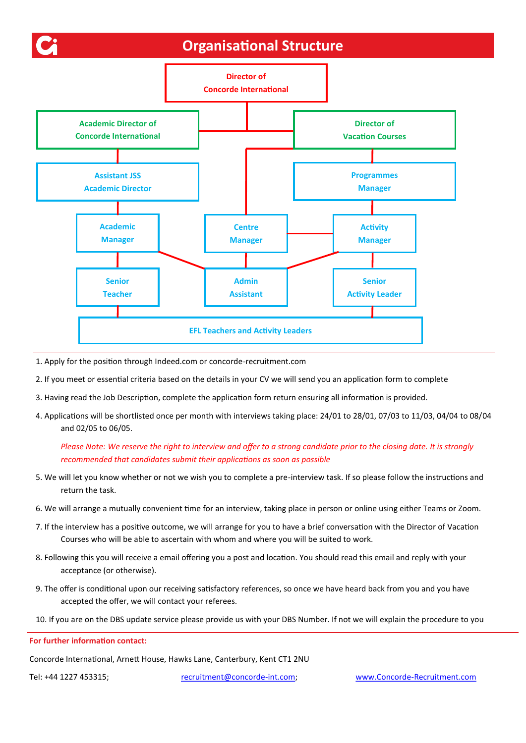# Organisational Structure

Director of Concorde International

Academic Director of Concorde International

Director of Vacation Courses

Assistant JSS Academic Director

Programmes Manager

Academic Manager

Centre Manager

Activity Manager

Senior Teacher

Admin Assistant

Senior Activity Leader

EFL Teachers and Activity Leaders

1. Apply for the position through Indeed.com or concorde-recruitment.com
2. If you meet or essential criteria based on the details in your CV we will send you an application form to complete
3. Having read the Job Description, complete the application form return ensuring all information is provided.
4. Applications will be shortlisted once per month with interviews taking place: 24/01 to 28/01, 07/03 to 11/03, 04/04 to 08/04 and 02/05 to 06/05.

   *Please Note: We reserve the right to interview and offer to a strong candidate prior to the closing date. It is strongly recommended that candidates submit their applications as soon as possible*

5. We will let you know whether or not we wish you to complete a pre-interview task. If so please follow the instructions and return the task.
6. We will arrange a mutually convenient time for an interview, taking place in person or online using either Teams or Zoom.
7. If the interview has a positive outcome, we will arrange for you to have a brief conversation with the Director of Vacation Courses who will be able to ascertain with whom and where you will be suited to work.
8. Following this you will receive a email offering you a post and location. You should read this email and reply with your acceptance (or otherwise).
9. The offer is conditional upon our receiving satisfactory references, so once we have heard back from you and you have accepted the offer, we will contact your referees.
10. If you are on the DBS update service please provide us with your DBS Number. If not we will explain the procedure to you

**For further information contact:**

Concorde International, Arnett House, Hawks Lane, Canterbury, Kent CT1 2NU

Tel: +44 1227 453315; recruitment@concorde-int.com; www.Concorde-Recruitment.com